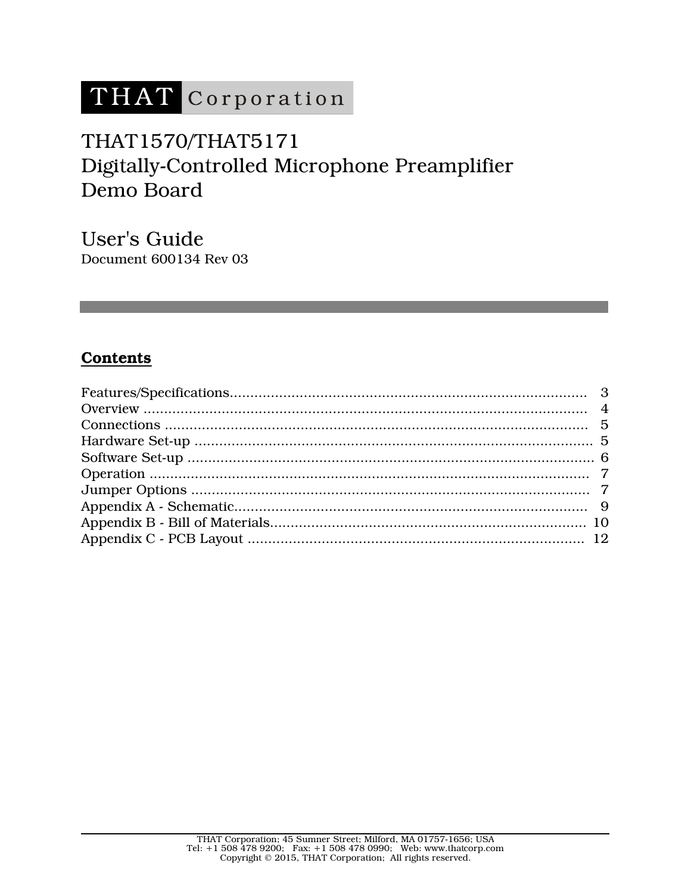THAT Corporation

# THAT1570/THAT5171
# Digitally-Controlled Microphone Preamplifier
# Demo Board

## User's Guide

Document 600134 Rev 03

---

## **Contents**

| | |
|---|---|
| Features/Specifications | 3 |
| Overview | 4 |
| Connections | 5 |
| Hardware Set-up | 5 |
| Software Set-up | 6 |
| Operation | 7 |
| Jumper Options | 7 |
| Appendix A - Schematic | 9 |
| Appendix B - Bill of Materials | 10 |
| Appendix C - PCB Layout | 12 |

THAT Corporation; 45 Sumner Street; Milford, MA 01757-1656; USA
Tel: +1 508 478 9200; Fax: +1 508 478 0990; Web: www.thatcorp.com
Copyright © 2015, THAT Corporation; All rights reserved.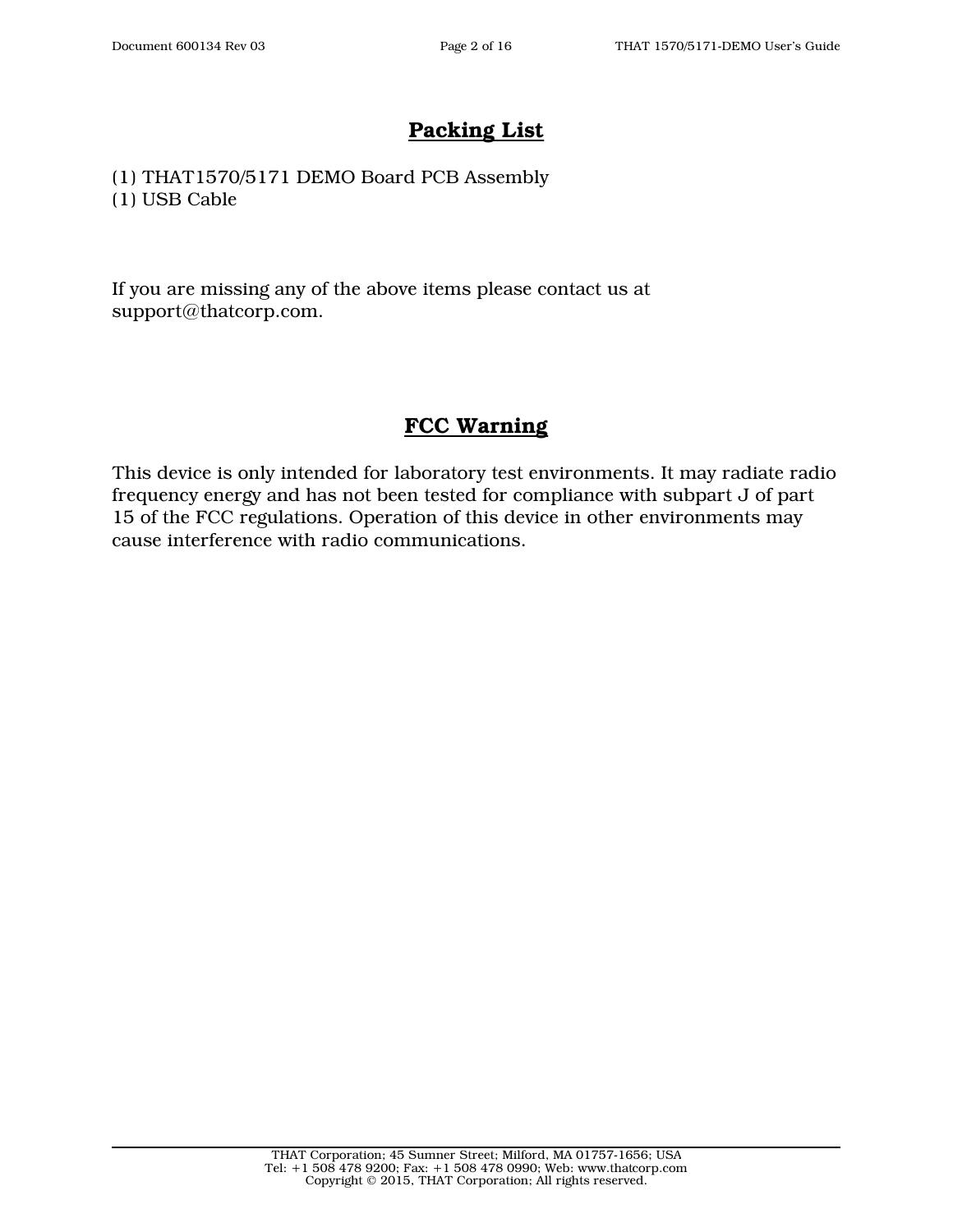## Packing List

(1) THAT1570/5171 DEMO Board PCB Assembly
(1) USB Cable

If you are missing any of the above items please contact us at support@thatcorp.com.

## FCC Warning

This device is only intended for laboratory test environments. It may radiate radio frequency energy and has not been tested for compliance with subpart J of part 15 of the FCC regulations. Operation of this device in other environments may cause interference with radio communications.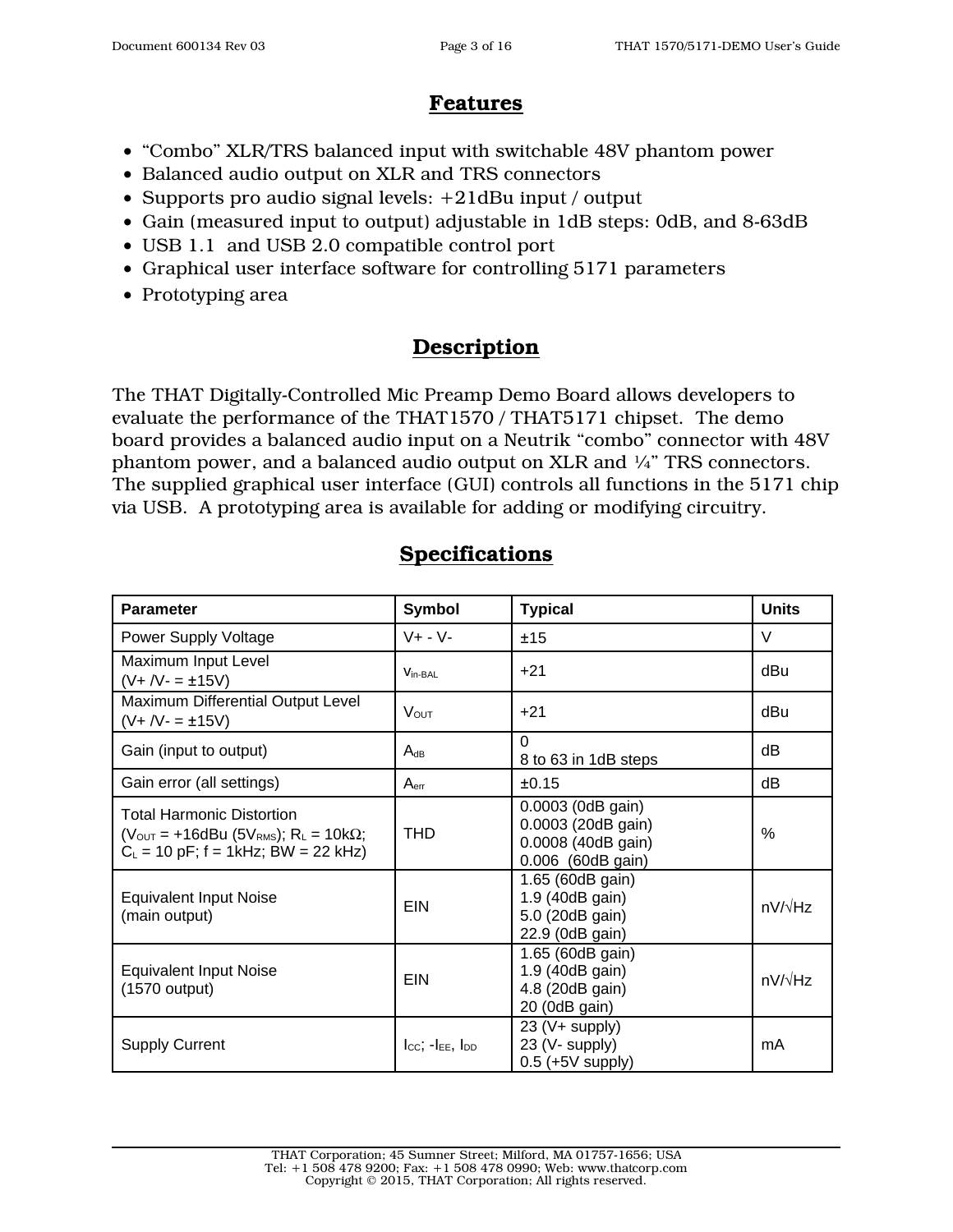## Features

- "Combo" XLR/TRS balanced input with switchable 48V phantom power
- Balanced audio output on XLR and TRS connectors
- Supports pro audio signal levels: +21dBu input / output
- Gain (measured input to output) adjustable in 1dB steps: 0dB, and 8-63dB
- USB 1.1 and USB 2.0 compatible control port
- Graphical user interface software for controlling 5171 parameters
- Prototyping area

## Description

The THAT Digitally-Controlled Mic Preamp Demo Board allows developers to evaluate the performance of the THAT1570 / THAT5171 chipset. The demo board provides a balanced audio input on a Neutrik "combo" connector with 48V phantom power, and a balanced audio output on XLR and ¼" TRS connectors. The supplied graphical user interface (GUI) controls all functions in the 5171 chip via USB. A prototyping area is available for adding or modifying circuitry.

## Specifications

| Parameter | Symbol | Typical | Units |
|---|---|---|---|
| Power Supply Voltage | V+ - V- | ±15 | V |
| Maximum Input Level (V+ /V- = ±15V) | $v_{in\text{-}BAL}$ | +21 | dBu |
| Maximum Differential Output Level (V+ /V- = ±15V) | $V_{OUT}$ | +21 | dBu |
| Gain (input to output) | $A_{dB}$ | 0<br>8 to 63 in 1dB steps | dB |
| Gain error (all settings) | $A_{err}$ | ±0.15 | dB |
| Total Harmonic Distortion ($V_{OUT}$ = +16dBu (5$V_{RMS}$); $R_L$ = 10kΩ; $C_L$ = 10 pF; f = 1kHz; BW = 22 kHz) | THD | 0.0003 (0dB gain)<br>0.0003 (20dB gain)<br>0.0008 (40dB gain)<br>0.006 (60dB gain) | % |
| Equivalent Input Noise (main output) | EIN | 1.65 (60dB gain)<br>1.9 (40dB gain)<br>5.0 (20dB gain)<br>22.9 (0dB gain) | nV/√Hz |
| Equivalent Input Noise (1570 output) | EIN | 1.65 (60dB gain)<br>1.9 (40dB gain)<br>4.8 (20dB gain)<br>20 (0dB gain) | nV/√Hz |
| Supply Current | $I_{CC}$; $-I_{EE}$, $I_{DD}$ | 23 (V+ supply)<br>23 (V- supply)<br>0.5 (+5V supply) | mA |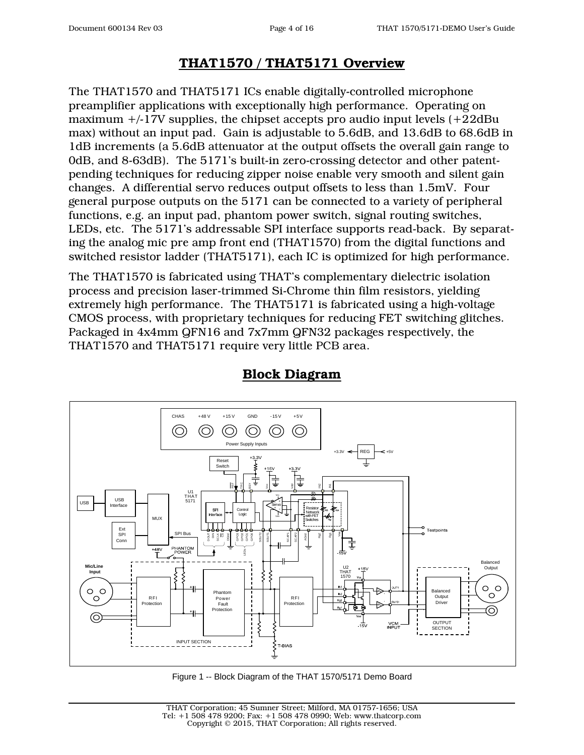# THAT1570 / THAT5171 Overview

The THAT1570 and THAT5171 ICs enable digitally-controlled microphone preamplifier applications with exceptionally high performance. Operating on maximum +/-17V supplies, the chipset accepts pro audio input levels (+22dBu max) without an input pad. Gain is adjustable to 5.6dB, and 13.6dB to 68.6dB in 1dB increments (a 5.6dB attenuator at the output offsets the overall gain range to 0dB, and 8-63dB). The 5171's built-in zero-crossing detector and other patent-pending techniques for reducing zipper noise enable very smooth and silent gain changes. A differential servo reduces output offsets to less than 1.5mV. Four general purpose outputs on the 5171 can be connected to a variety of peripheral functions, e.g. an input pad, phantom power switch, signal routing switches, LEDs, etc. The 5171's addressable SPI interface supports read-back. By separating the analog mic pre amp front end (THAT1570) from the digital functions and switched resistor ladder (THAT5171), each IC is optimized for high performance.

The THAT1570 is fabricated using THAT's complementary dielectric isolation process and precision laser-trimmed Si-Chrome thin film resistors, yielding extremely high performance. The THAT5171 is fabricated using a high-voltage CMOS process, with proprietary techniques for reducing FET switching glitches. Packaged in 4x4mm QFN16 and 7x7mm QFN32 packages respectively, the THAT1570 and THAT5171 require very little PCB area.

# Block Diagram

Figure 1 -- Block Diagram of the THAT 1570/5171 Demo Board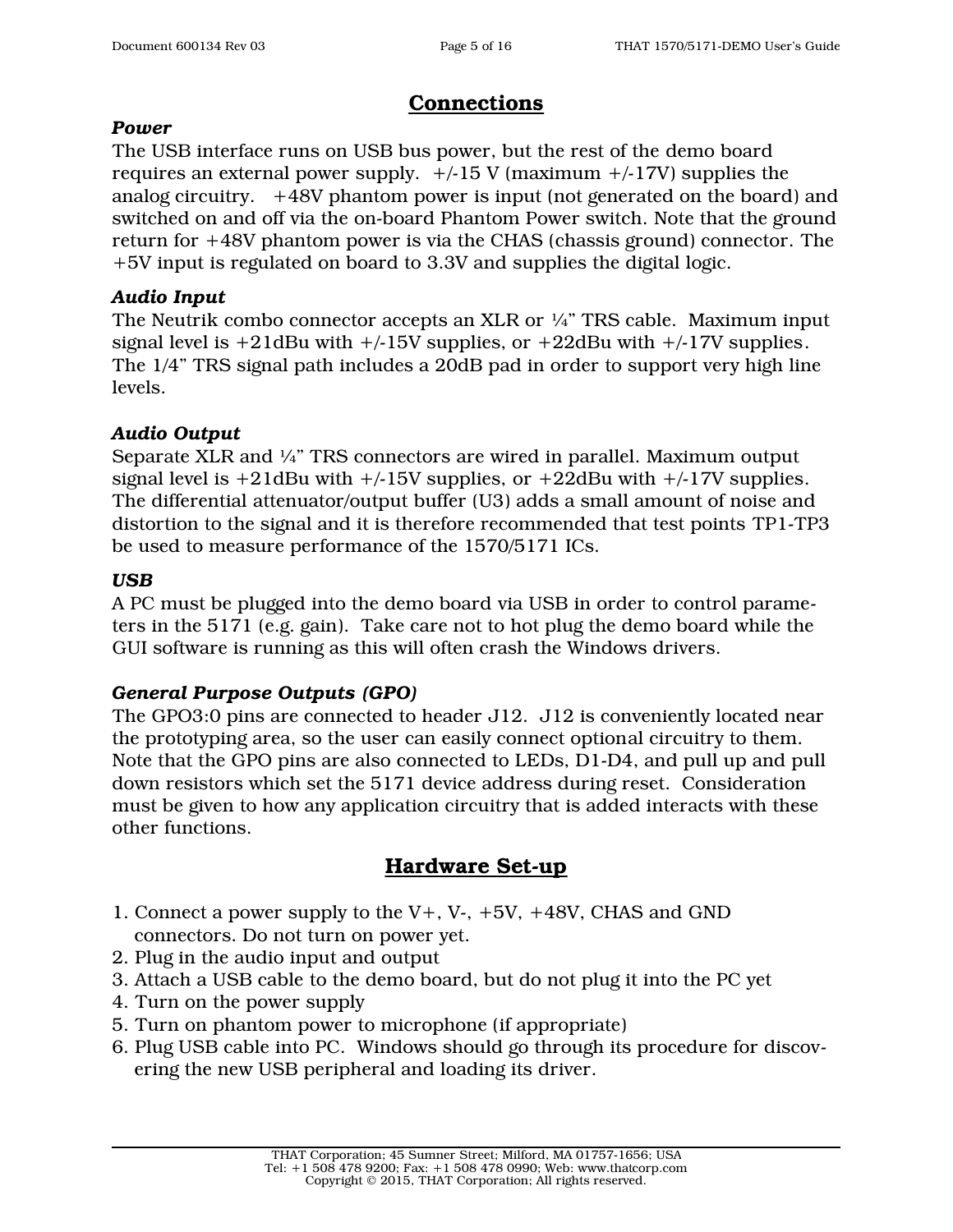## Connections

### *Power*

The USB interface runs on USB bus power, but the rest of the demo board requires an external power supply. +/-15 V (maximum +/-17V) supplies the analog circuitry. +48V phantom power is input (not generated on the board) and switched on and off via the on-board Phantom Power switch. Note that the ground return for +48V phantom power is via the CHAS (chassis ground) connector. The +5V input is regulated on board to 3.3V and supplies the digital logic.

### *Audio Input*

The Neutrik combo connector accepts an XLR or ¼" TRS cable. Maximum input signal level is +21dBu with +/-15V supplies, or +22dBu with +/-17V supplies. The 1/4" TRS signal path includes a 20dB pad in order to support very high line levels.

### *Audio Output*

Separate XLR and ¼" TRS connectors are wired in parallel. Maximum output signal level is +21dBu with +/-15V supplies, or +22dBu with +/-17V supplies. The differential attenuator/output buffer (U3) adds a small amount of noise and distortion to the signal and it is therefore recommended that test points TP1-TP3 be used to measure performance of the 1570/5171 ICs.

### *USB*

A PC must be plugged into the demo board via USB in order to control parameters in the 5171 (e.g. gain). Take care not to hot plug the demo board while the GUI software is running as this will often crash the Windows drivers.

### *General Purpose Outputs (GPO)*

The GPO3:0 pins are connected to header J12. J12 is conveniently located near the prototyping area, so the user can easily connect optional circuitry to them. Note that the GPO pins are also connected to LEDs, D1-D4, and pull up and pull down resistors which set the 5171 device address during reset. Consideration must be given to how any application circuitry that is added interacts with these other functions.

## Hardware Set-up

1. Connect a power supply to the V+, V-, +5V, +48V, CHAS and GND connectors. Do not turn on power yet.
2. Plug in the audio input and output
3. Attach a USB cable to the demo board, but do not plug it into the PC yet
4. Turn on the power supply
5. Turn on phantom power to microphone (if appropriate)
6. Plug USB cable into PC. Windows should go through its procedure for discovering the new USB peripheral and loading its driver.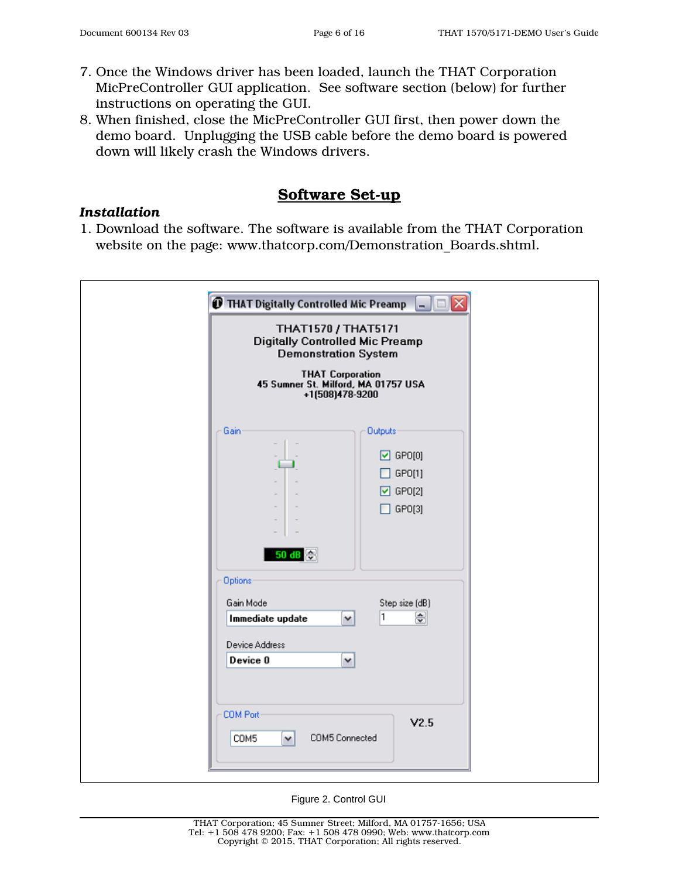7. Once the Windows driver has been loaded, launch the THAT Corporation MicPreController GUI application. See software section (below) for further instructions on operating the GUI.
8. When finished, close the MicPreController GUI first, then power down the demo board. Unplugging the USB cable before the demo board is powered down will likely crash the Windows drivers.

## Software Set-up

### *Installation*

1. Download the software. The software is available from the THAT Corporation website on the page: www.thatcorp.com/Demonstration_Boards.shtml.

Figure 2. Control GUI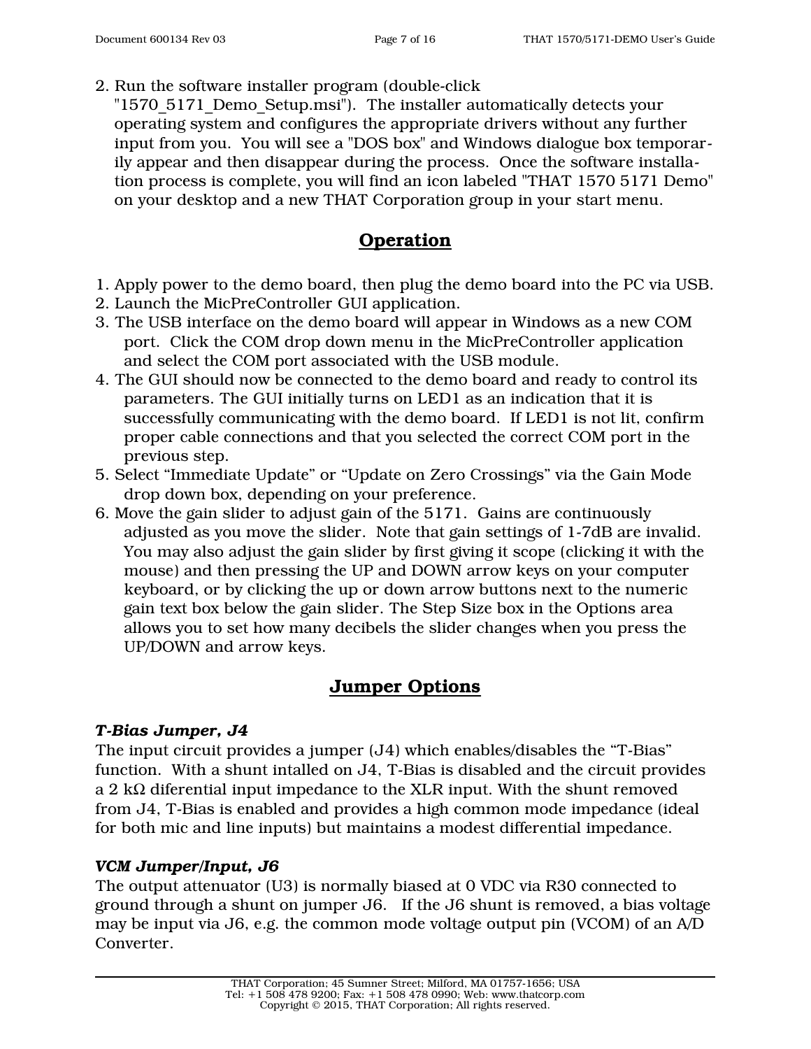2. Run the software installer program (double-click "1570_5171_Demo_Setup.msi"). The installer automatically detects your operating system and configures the appropriate drivers without any further input from you. You will see a "DOS box" and Windows dialogue box temporarily appear and then disappear during the process. Once the software installation process is complete, you will find an icon labeled "THAT 1570 5171 Demo" on your desktop and a new THAT Corporation group in your start menu.

## Operation

1. Apply power to the demo board, then plug the demo board into the PC via USB.
2. Launch the MicPreController GUI application.
3. The USB interface on the demo board will appear in Windows as a new COM port. Click the COM drop down menu in the MicPreController application and select the COM port associated with the USB module.
4. The GUI should now be connected to the demo board and ready to control its parameters. The GUI initially turns on LED1 as an indication that it is successfully communicating with the demo board. If LED1 is not lit, confirm proper cable connections and that you selected the correct COM port in the previous step.
5. Select "Immediate Update" or "Update on Zero Crossings" via the Gain Mode drop down box, depending on your preference.
6. Move the gain slider to adjust gain of the 5171. Gains are continuously adjusted as you move the slider. Note that gain settings of 1-7dB are invalid. You may also adjust the gain slider by first giving it scope (clicking it with the mouse) and then pressing the UP and DOWN arrow keys on your computer keyboard, or by clicking the up or down arrow buttons next to the numeric gain text box below the gain slider. The Step Size box in the Options area allows you to set how many decibels the slider changes when you press the UP/DOWN and arrow keys.

## Jumper Options

***T-Bias Jumper, J4***

The input circuit provides a jumper (J4) which enables/disables the "T-Bias" function. With a shunt intalled on J4, T-Bias is disabled and the circuit provides a 2 kΩ diferential input impedance to the XLR input. With the shunt removed from J4, T-Bias is enabled and provides a high common mode impedance (ideal for both mic and line inputs) but maintains a modest differential impedance.

***VCM Jumper/Input, J6***

The output attenuator (U3) is normally biased at 0 VDC via R30 connected to ground through a shunt on jumper J6. If the J6 shunt is removed, a bias voltage may be input via J6, e.g. the common mode voltage output pin (VCOM) of an A/D Converter.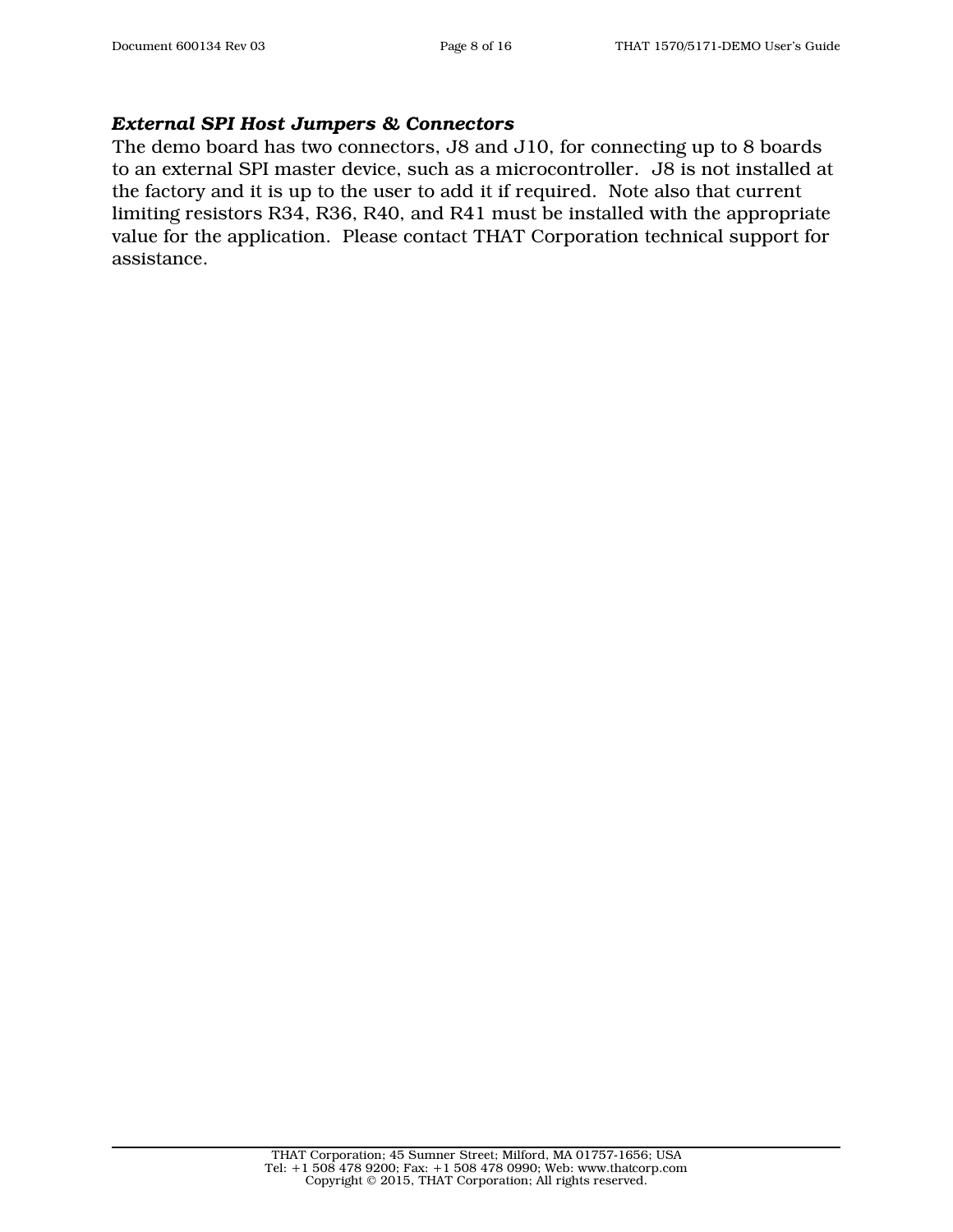### *External SPI Host Jumpers & Connectors*

The demo board has two connectors, J8 and J10, for connecting up to 8 boards to an external SPI master device, such as a microcontroller. J8 is not installed at the factory and it is up to the user to add it if required. Note also that current limiting resistors R34, R36, R40, and R41 must be installed with the appropriate value for the application. Please contact THAT Corporation technical support for assistance.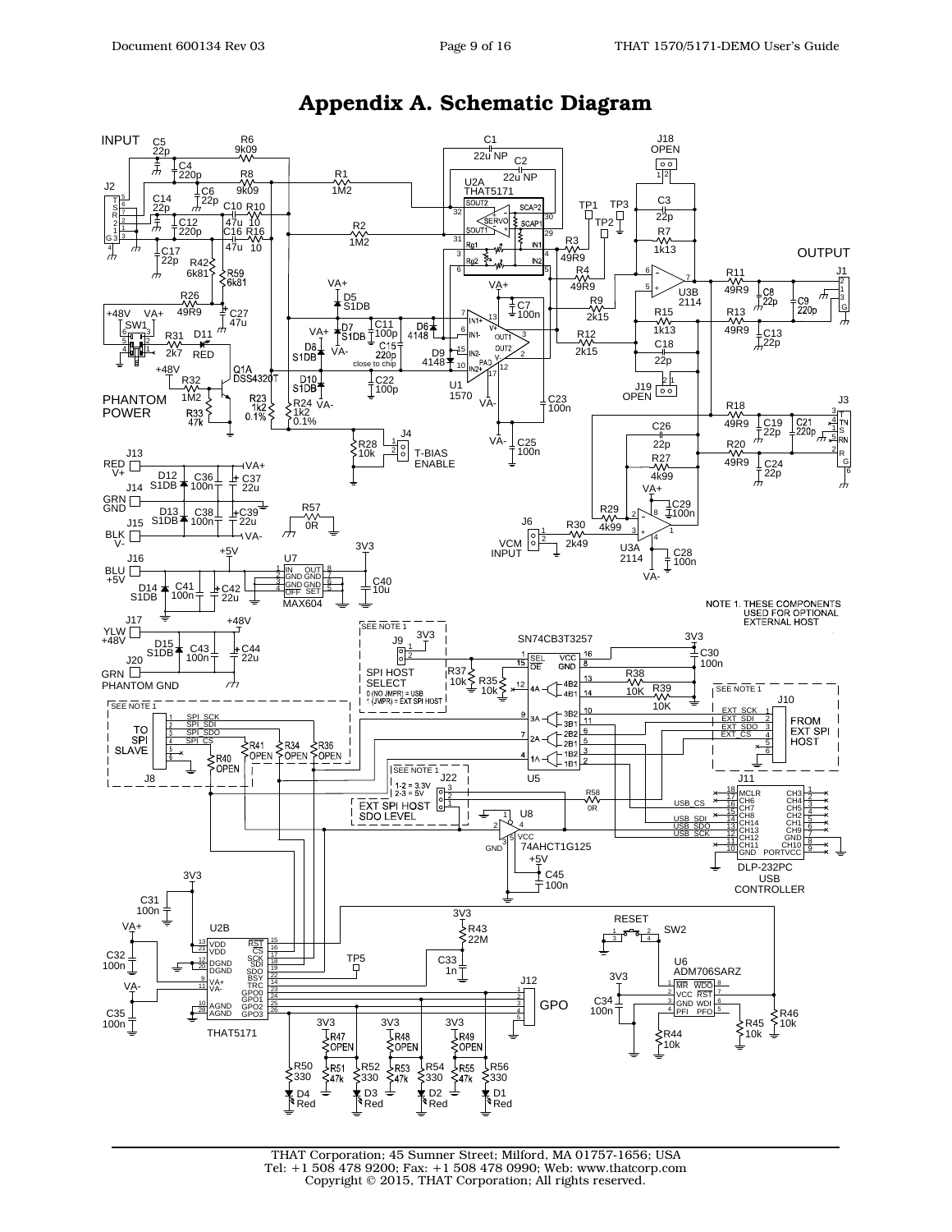# Appendix A. Schematic Diagram

INPUT

OUTPUT

PHANTOM POWER

NOTE 1. THESE COMPONENTS USED FOR OPTIONAL EXTERNAL HOST

SPI HOST SELECT

0 (NO JMPR) = USB

1 (JMPR) = EXT SPI HOST

TO SPI SLAVE

FROM EXT SPI HOST

EXT SPI HOST SDO LEVEL

1-2 = 3.3V

2-3 = 5V

T-BIAS ENABLE

VCM INPUT

DLP-232PC USB CONTROLLER

RESET

GPO

THAT Corporation; 45 Sumner Street; Milford, MA 01757-1656; USA
Tel: +1 508 478 9200; Fax: +1 508 478 0990; Web: www.thatcorp.com
Copyright © 2015, THAT Corporation; All rights reserved.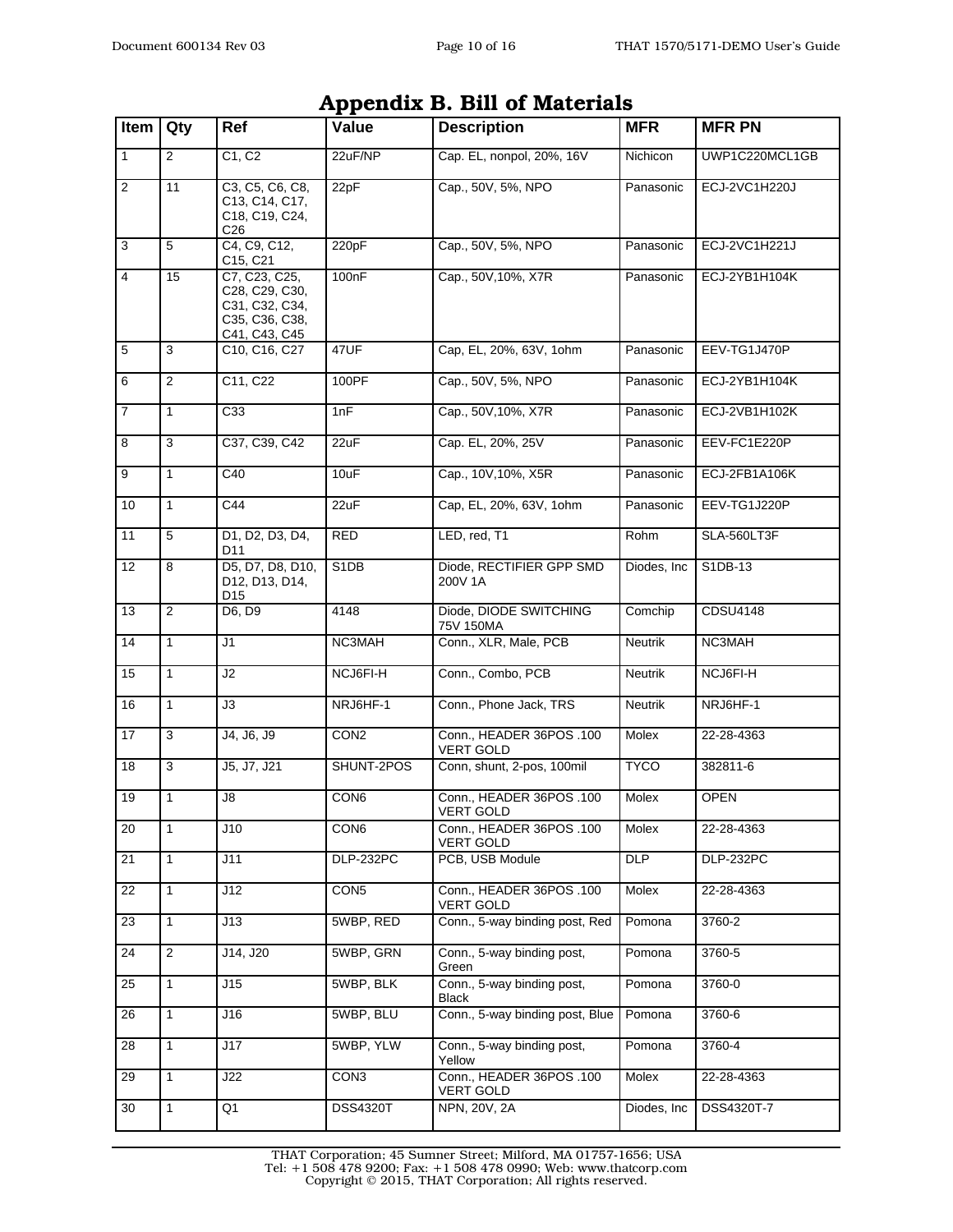# Appendix B. Bill of Materials

| Item | Qty | Ref | Value | Description | MFR | MFR PN |
|---|---|---|---|---|---|---|
| 1 | 2 | C1, C2 | 22uF/NP | Cap. EL, nonpol, 20%, 16V | Nichicon | UWP1C220MCL1GB |
| 2 | 11 | C3, C5, C6, C8, C13, C14, C17, C18, C19, C24, C26 | 22pF | Cap., 50V, 5%, NPO | Panasonic | ECJ-2VC1H220J |
| 3 | 5 | C4, C9, C12, C15, C21 | 220pF | Cap., 50V, 5%, NPO | Panasonic | ECJ-2VC1H221J |
| 4 | 15 | C7, C23, C25, C28, C29, C30, C31, C32, C34, C35, C36, C38, C41, C43, C45 | 100nF | Cap., 50V,10%, X7R | Panasonic | ECJ-2YB1H104K |
| 5 | 3 | C10, C16, C27 | 47UF | Cap, EL, 20%, 63V, 1ohm | Panasonic | EEV-TG1J470P |
| 6 | 2 | C11, C22 | 100PF | Cap., 50V, 5%, NPO | Panasonic | ECJ-2YB1H104K |
| 7 | 1 | C33 | 1nF | Cap., 50V,10%, X7R | Panasonic | ECJ-2VB1H102K |
| 8 | 3 | C37, C39, C42 | 22uF | Cap. EL, 20%, 25V | Panasonic | EEV-FC1E220P |
| 9 | 1 | C40 | 10uF | Cap., 10V,10%, X5R | Panasonic | ECJ-2FB1A106K |
| 10 | 1 | C44 | 22uF | Cap, EL, 20%, 63V, 1ohm | Panasonic | EEV-TG1J220P |
| 11 | 5 | D1, D2, D3, D4, D11 | RED | LED, red, T1 | Rohm | SLA-560LT3F |
| 12 | 8 | D5, D7, D8, D10, D12, D13, D14, D15 | S1DB | Diode, RECTIFIER GPP SMD 200V 1A | Diodes, Inc | S1DB-13 |
| 13 | 2 | D6, D9 | 4148 | Diode, DIODE SWITCHING 75V 150MA | Comchip | CDSU4148 |
| 14 | 1 | J1 | NC3MAH | Conn., XLR, Male, PCB | Neutrik | NC3MAH |
| 15 | 1 | J2 | NCJ6FI-H | Conn., Combo, PCB | Neutrik | NCJ6FI-H |
| 16 | 1 | J3 | NRJ6HF-1 | Conn., Phone Jack, TRS | Neutrik | NRJ6HF-1 |
| 17 | 3 | J4, J6, J9 | CON2 | Conn., HEADER 36POS .100 VERT GOLD | Molex | 22-28-4363 |
| 18 | 3 | J5, J7, J21 | SHUNT-2POS | Conn, shunt, 2-pos, 100mil | TYCO | 382811-6 |
| 19 | 1 | J8 | CON6 | Conn., HEADER 36POS .100 VERT GOLD | Molex | OPEN |
| 20 | 1 | J10 | CON6 | Conn., HEADER 36POS .100 VERT GOLD | Molex | 22-28-4363 |
| 21 | 1 | J11 | DLP-232PC | PCB, USB Module | DLP | DLP-232PC |
| 22 | 1 | J12 | CON5 | Conn., HEADER 36POS .100 VERT GOLD | Molex | 22-28-4363 |
| 23 | 1 | J13 | 5WBP, RED | Conn., 5-way binding post, Red | Pomona | 3760-2 |
| 24 | 2 | J14, J20 | 5WBP, GRN | Conn., 5-way binding post, Green | Pomona | 3760-5 |
| 25 | 1 | J15 | 5WBP, BLK | Conn., 5-way binding post, Black | Pomona | 3760-0 |
| 26 | 1 | J16 | 5WBP, BLU | Conn., 5-way binding post, Blue | Pomona | 3760-6 |
| 28 | 1 | J17 | 5WBP, YLW | Conn., 5-way binding post, Yellow | Pomona | 3760-4 |
| 29 | 1 | J22 | CON3 | Conn., HEADER 36POS .100 VERT GOLD | Molex | 22-28-4363 |
| 30 | 1 | Q1 | DSS4320T | NPN, 20V, 2A | Diodes, Inc | DSS4320T-7 |

THAT Corporation; 45 Sumner Street; Milford, MA 01757-1656; USA
Tel: +1 508 478 9200; Fax: +1 508 478 0990; Web: www.thatcorp.com
Copyright © 2015, THAT Corporation; All rights reserved.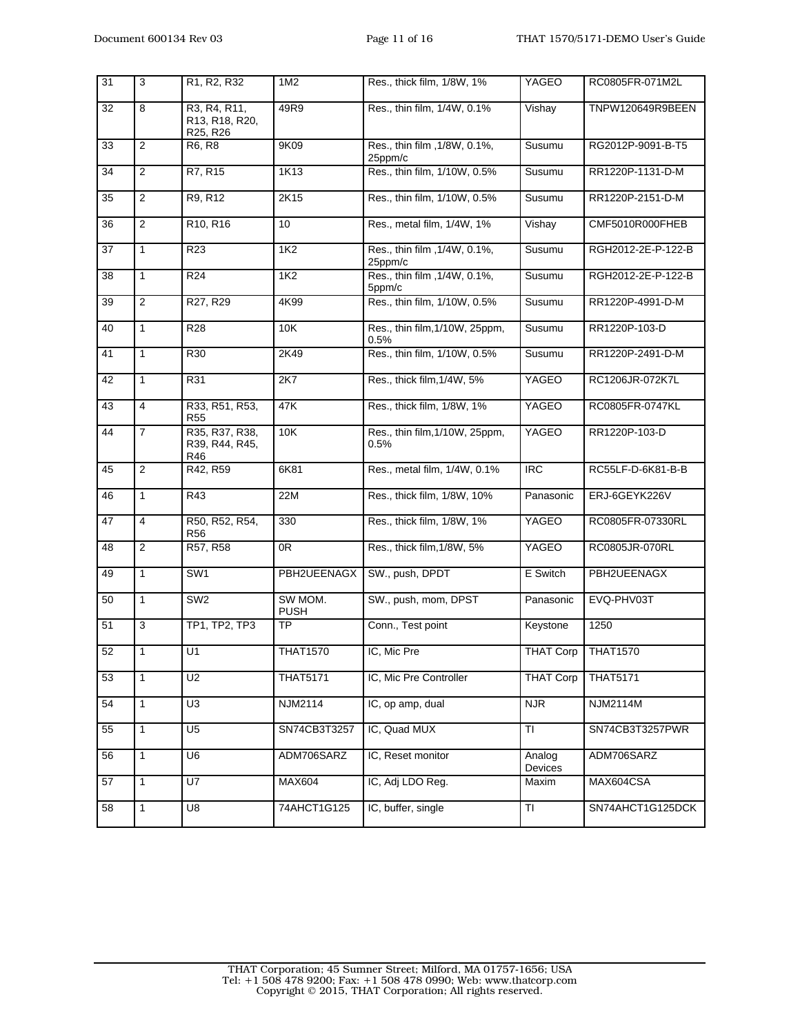| 31 | 3 | R1, R2, R32 | 1M2 | Res., thick film, 1/8W, 1% | YAGEO | RC0805FR-071M2L |
|---|---|---|---|---|---|---|
| 32 | 8 | R3, R4, R11, R13, R18, R20, R25, R26 | 49R9 | Res., thin film, 1/4W, 0.1% | Vishay | TNPW120649R9BEEN |
| 33 | 2 | R6, R8 | 9K09 | Res., thin film ,1/8W, 0.1%, 25ppm/c | Susumu | RG2012P-9091-B-T5 |
| 34 | 2 | R7, R15 | 1K13 | Res., thin film, 1/10W, 0.5% | Susumu | RR1220P-1131-D-M |
| 35 | 2 | R9, R12 | 2K15 | Res., thin film, 1/10W, 0.5% | Susumu | RR1220P-2151-D-M |
| 36 | 2 | R10, R16 | 10 | Res., metal film, 1/4W, 1% | Vishay | CMF5010R000FHEB |
| 37 | 1 | R23 | 1K2 | Res., thin film ,1/4W, 0.1%, 25ppm/c | Susumu | RGH2012-2E-P-122-B |
| 38 | 1 | R24 | 1K2 | Res., thin film ,1/4W, 0.1%, 5ppm/c | Susumu | RGH2012-2E-P-122-B |
| 39 | 2 | R27, R29 | 4K99 | Res., thin film, 1/10W, 0.5% | Susumu | RR1220P-4991-D-M |
| 40 | 1 | R28 | 10K | Res., thin film,1/10W, 25ppm, 0.5% | Susumu | RR1220P-103-D |
| 41 | 1 | R30 | 2K49 | Res., thin film, 1/10W, 0.5% | Susumu | RR1220P-2491-D-M |
| 42 | 1 | R31 | 2K7 | Res., thick film,1/4W, 5% | YAGEO | RC1206JR-072K7L |
| 43 | 4 | R33, R51, R53, R55 | 47K | Res., thick film, 1/8W, 1% | YAGEO | RC0805FR-0747KL |
| 44 | 7 | R35, R37, R38, R39, R44, R45, R46 | 10K | Res., thin film,1/10W, 25ppm, 0.5% | YAGEO | RR1220P-103-D |
| 45 | 2 | R42, R59 | 6K81 | Res., metal film, 1/4W, 0.1% | IRC | RC55LF-D-6K81-B-B |
| 46 | 1 | R43 | 22M | Res., thick film, 1/8W, 10% | Panasonic | ERJ-6GEYK226V |
| 47 | 4 | R50, R52, R54, R56 | 330 | Res., thick film, 1/8W, 1% | YAGEO | RC0805FR-07330RL |
| 48 | 2 | R57, R58 | 0R | Res., thick film,1/8W, 5% | YAGEO | RC0805JR-070RL |
| 49 | 1 | SW1 | PBH2UEENAGX | SW., push, DPDT | E Switch | PBH2UEENAGX |
| 50 | 1 | SW2 | SW MOM. PUSH | SW., push, mom, DPST | Panasonic | EVQ-PHV03T |
| 51 | 3 | TP1, TP2, TP3 | TP | Conn., Test point | Keystone | 1250 |
| 52 | 1 | U1 | THAT1570 | IC, Mic Pre | THAT Corp | THAT1570 |
| 53 | 1 | U2 | THAT5171 | IC, Mic Pre Controller | THAT Corp | THAT5171 |
| 54 | 1 | U3 | NJM2114 | IC, op amp, dual | NJR | NJM2114M |
| 55 | 1 | U5 | SN74CB3T3257 | IC, Quad MUX | TI | SN74CB3T3257PWR |
| 56 | 1 | U6 | ADM706SARZ | IC, Reset monitor | Analog Devices | ADM706SARZ |
| 57 | 1 | U7 | MAX604 | IC, Adj LDO Reg. | Maxim | MAX604CSA |
| 58 | 1 | U8 | 74AHCT1G125 | IC, buffer, single | TI | SN74AHCT1G125DCK |

THAT Corporation; 45 Sumner Street; Milford, MA 01757-1656; USA
Tel: +1 508 478 9200; Fax: +1 508 478 0990; Web: www.thatcorp.com
Copyright © 2015, THAT Corporation; All rights reserved.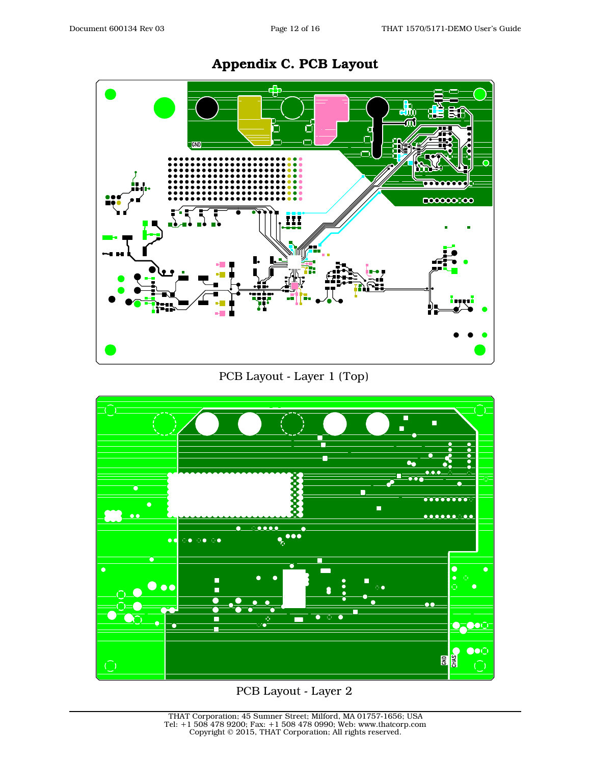# Appendix C. PCB Layout

PCB Layout - Layer 1 (Top)

PCB Layout - Layer 2

THAT Corporation; 45 Sumner Street; Milford, MA 01757-1656; USA
Tel: +1 508 478 9200; Fax: +1 508 478 0990; Web: www.thatcorp.com
Copyright © 2015, THAT Corporation; All rights reserved.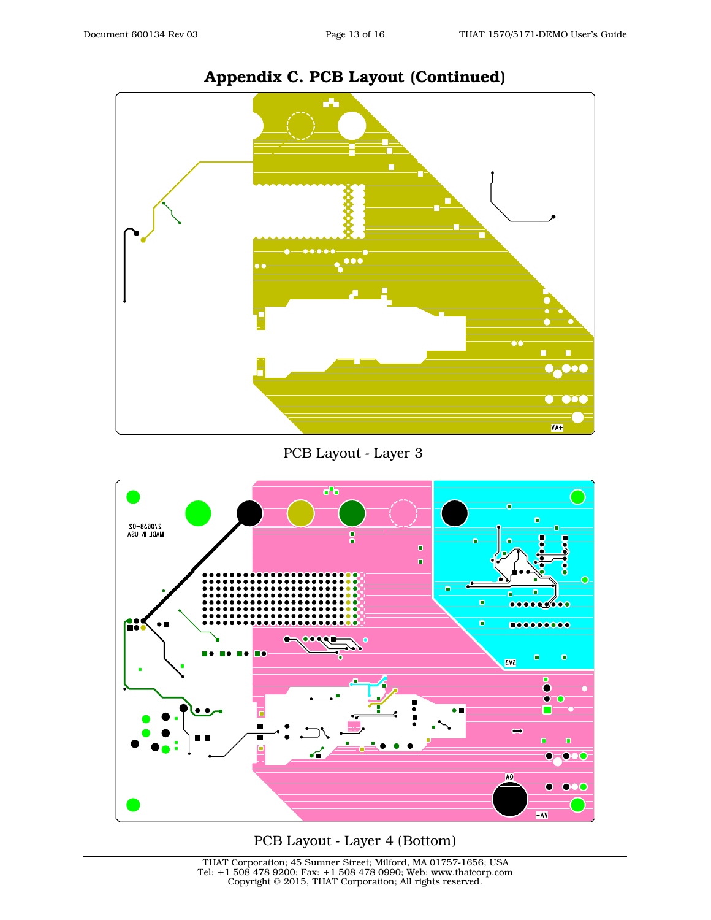# Appendix C. PCB Layout (Continued)

PCB Layout - Layer 3

PCB Layout - Layer 4 (Bottom)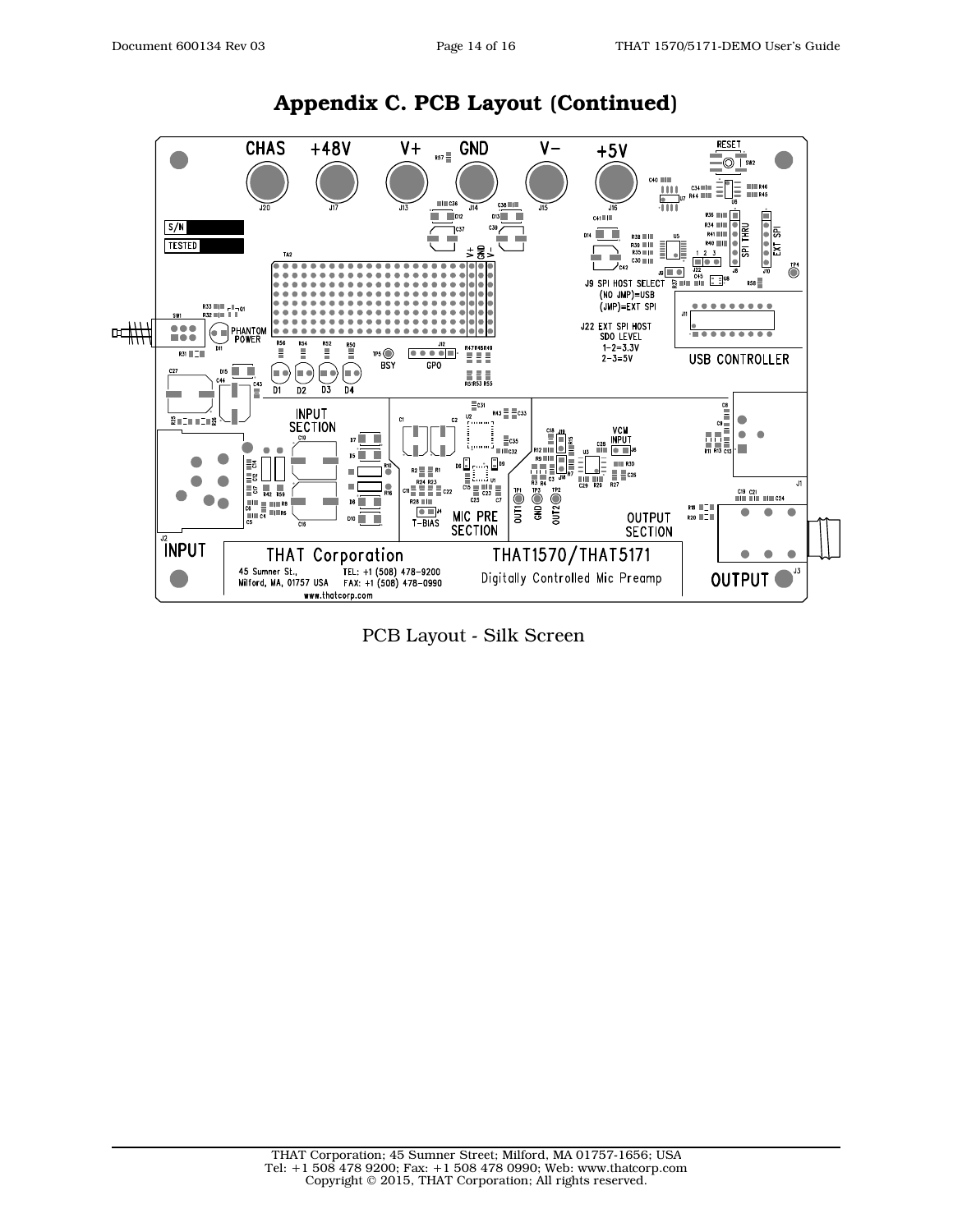# Appendix C. PCB Layout (Continued)

PCB Layout - Silk Screen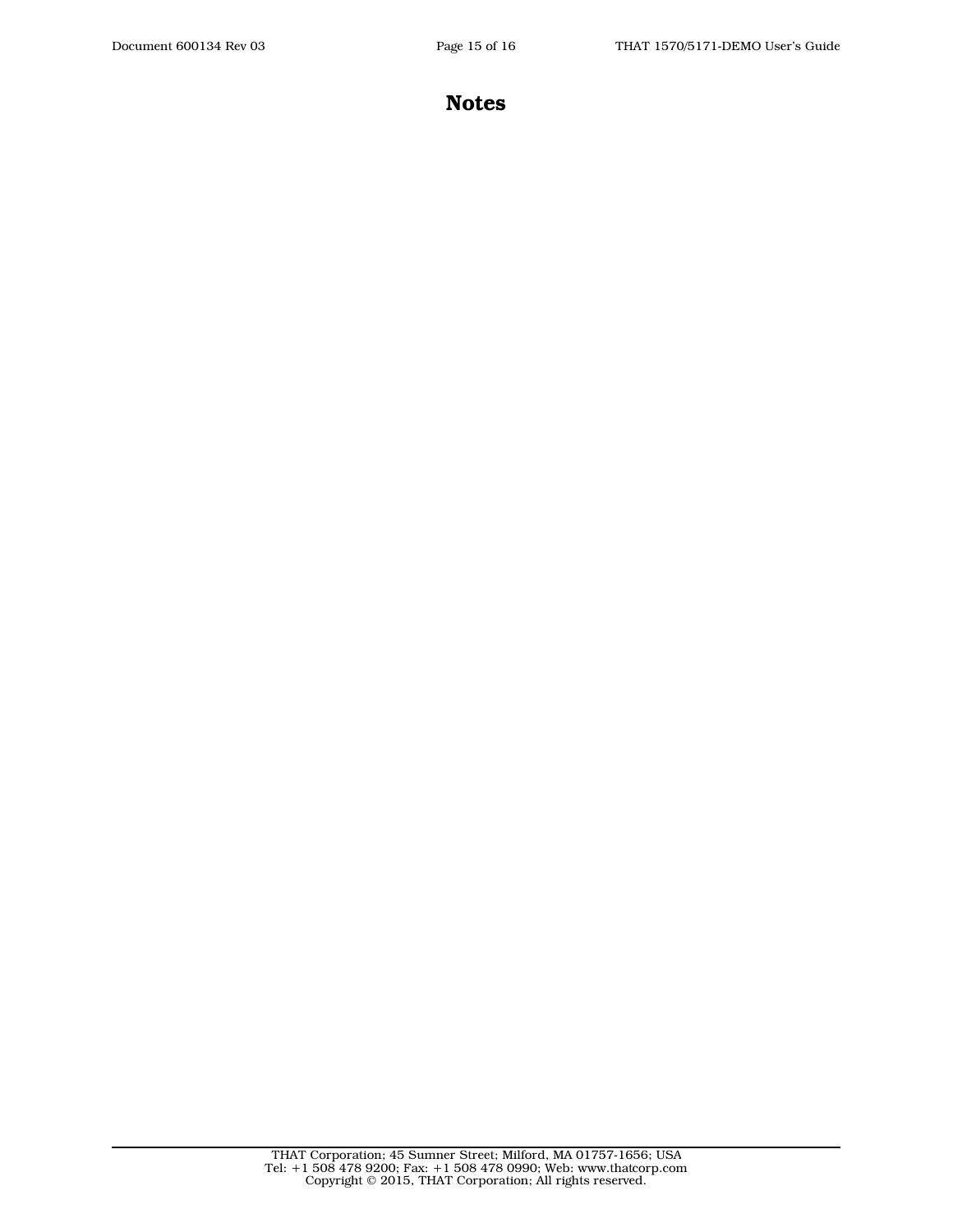# Notes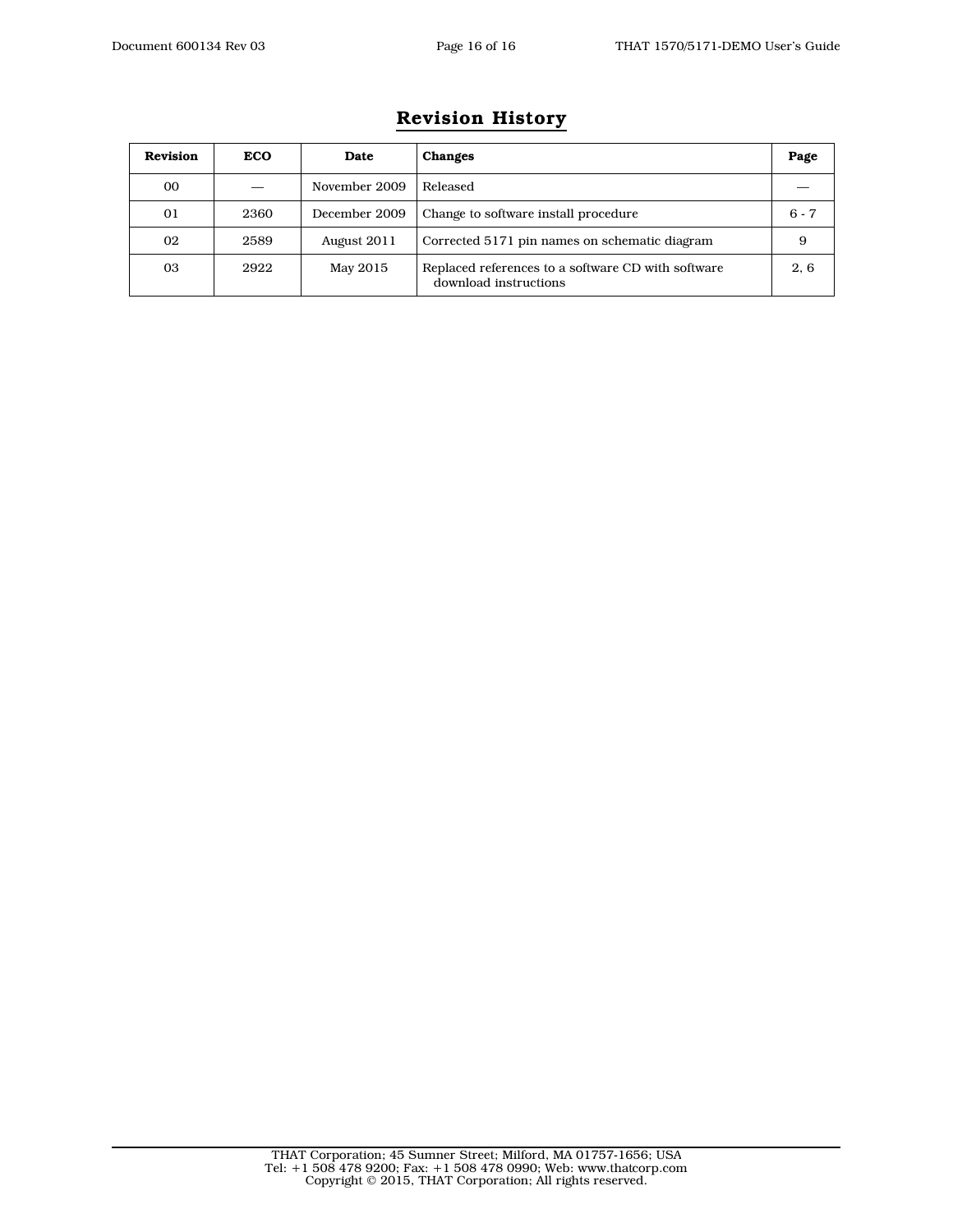# Revision History

| Revision | ECO | Date | Changes | Page |
|---|---|---|---|---|
| 00 | — | November 2009 | Released | — |
| 01 | 2360 | December 2009 | Change to software install procedure | 6 - 7 |
| 02 | 2589 | August 2011 | Corrected 5171 pin names on schematic diagram | 9 |
| 03 | 2922 | May 2015 | Replaced references to a software CD with software download instructions | 2, 6 |

THAT Corporation; 45 Sumner Street; Milford, MA 01757-1656; USA
Tel: +1 508 478 9200; Fax: +1 508 478 0990; Web: www.thatcorp.com
Copyright © 2015, THAT Corporation; All rights reserved.